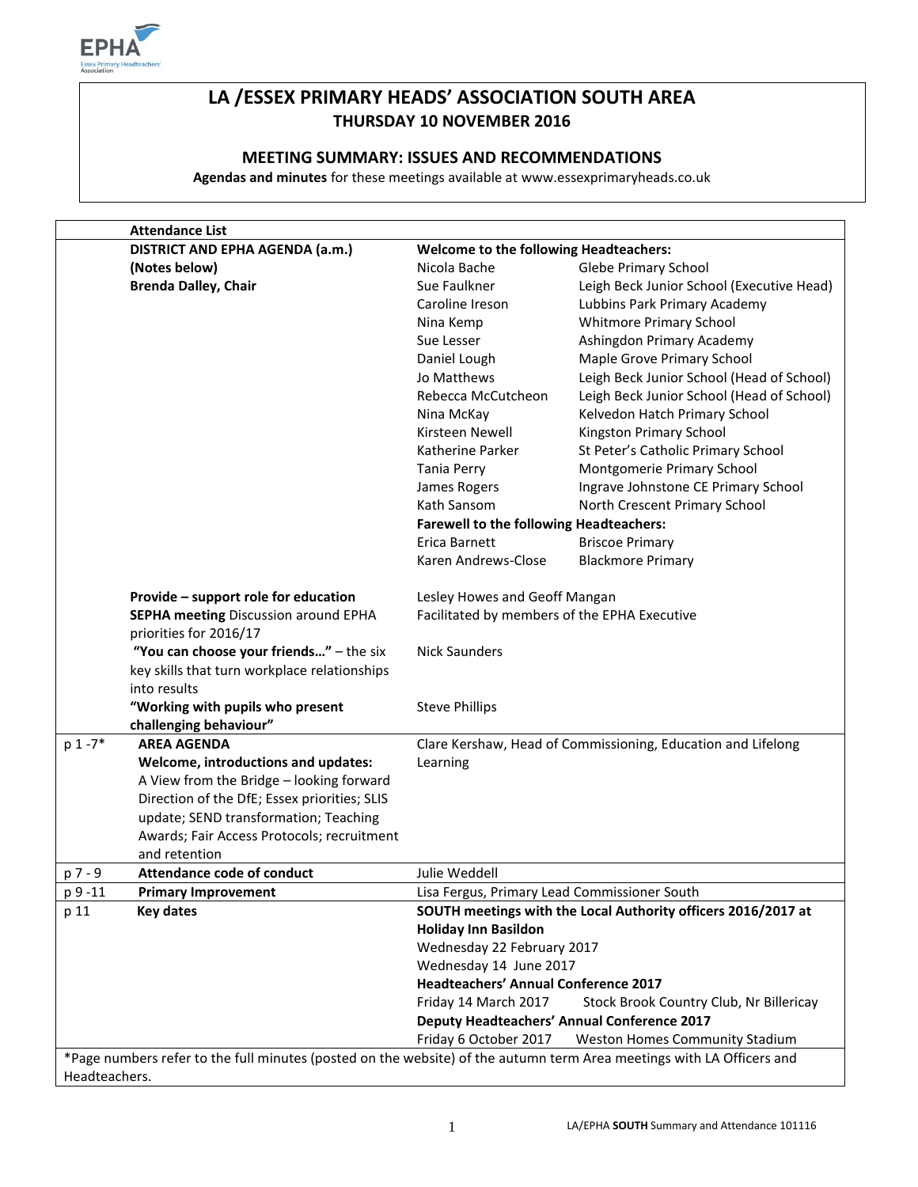# LA /ESSEX PRIMARY HEADS' ASSOCIATION SOUTH AREA
## THURSDAY 10 NOVEMBER 2016

### MEETING SUMMARY: ISSUES AND RECOMMENDATIONS

**Agendas and minutes** for these meetings available at www.essexprimaryheads.co.uk

| | **Attendance List** | | |
|---|---|---|---|
| | **DISTRICT AND EPHA AGENDA (a.m.)** | **Welcome to the following Headteachers:** | |
| | **(Notes below)** | Nicola Bache | Glebe Primary School |
| | **Brenda Dalley, Chair** | Sue Faulkner | Leigh Beck Junior School (Executive Head) |
| | | Caroline Ireson | Lubbins Park Primary Academy |
| | | Nina Kemp | Whitmore Primary School |
| | | Sue Lesser | Ashingdon Primary Academy |
| | | Daniel Lough | Maple Grove Primary School |
| | | Jo Matthews | Leigh Beck Junior School (Head of School) |
| | | Rebecca McCutcheon | Leigh Beck Junior School (Head of School) |
| | | Nina McKay | Kelvedon Hatch Primary School |
| | | Kirsteen Newell | Kingston Primary School |
| | | Katherine Parker | St Peter's Catholic Primary School |
| | | Tania Perry | Montgomerie Primary School |
| | | James Rogers | Ingrave Johnstone CE Primary School |
| | | Kath Sansom | North Crescent Primary School |
| | | **Farewell to the following Headteachers:** | |
| | | Erica Barnett | Briscoe Primary |
| | | Karen Andrews-Close | Blackmore Primary |
| | **Provide – support role for education** | Lesley Howes and Geoff Mangan | |
| | **SEPHA meeting** Discussion around EPHA priorities for 2016/17 | Facilitated by members of the EPHA Executive | |
| | **"You can choose your friends…"** – the six key skills that turn workplace relationships into results | Nick Saunders | |
| | **"Working with pupils who present challenging behaviour"** | Steve Phillips | |
| p 1 -7* | **AREA AGENDA** **Welcome, introductions and updates:** A View from the Bridge – looking forward Direction of the DfE; Essex priorities; SLIS update; SEND transformation; Teaching Awards; Fair Access Protocols; recruitment and retention | Clare Kershaw, Head of Commissioning, Education and Lifelong Learning | |
| p 7 - 9 | **Attendance code of conduct** | Julie Weddell | |
| p 9 -11 | **Primary Improvement** | Lisa Fergus, Primary Lead Commissioner South | |
| p 11 | **Key dates** | **SOUTH meetings with the Local Authority officers 2016/2017 at Holiday Inn Basildon** | |
| | | Wednesday 22 February 2017 | |
| | | Wednesday 14 June 2017 | |
| | | **Headteachers' Annual Conference 2017** | |
| | | Friday 14 March 2017 | Stock Brook Country Club, Nr Billericay |
| | | **Deputy Headteachers' Annual Conference 2017** | |
| | | Friday 6 October 2017 | Weston Homes Community Stadium |

*Page numbers refer to the full minutes (posted on the website) of the autumn term Area meetings with LA Officers and Headteachers.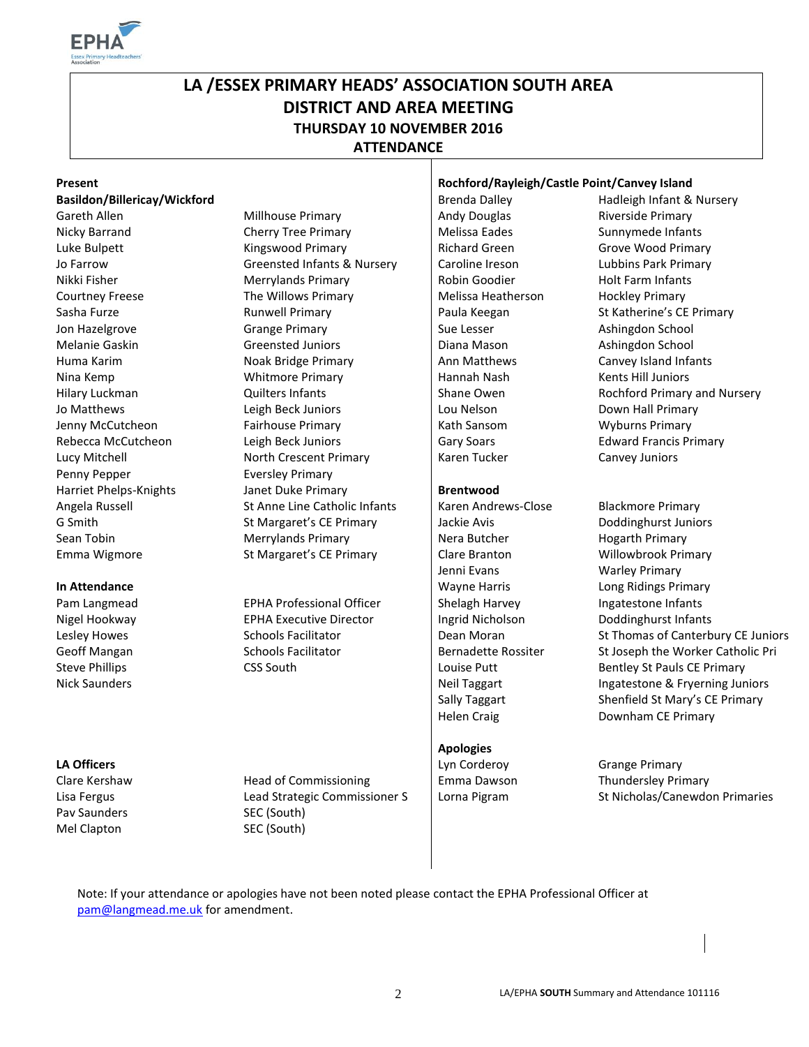# LA /ESSEX PRIMARY HEADS' ASSOCIATION SOUTH AREA
## DISTRICT AND AREA MEETING
### THURSDAY 10 NOVEMBER 2016
### ATTENDANCE

**Present**

**Basildon/Billericay/Wickford**

| | |
|---|---|
| Gareth Allen | Millhouse Primary |
| Nicky Barrand | Cherry Tree Primary |
| Luke Bulpett | Kingswood Primary |
| Jo Farrow | Greensted Infants & Nursery |
| Nikki Fisher | Merrylands Primary |
| Courtney Freese | The Willows Primary |
| Sasha Furze | Runwell Primary |
| Jon Hazelgrove | Grange Primary |
| Melanie Gaskin | Greensted Juniors |
| Huma Karim | Noak Bridge Primary |
| Nina Kemp | Whitmore Primary |
| Hilary Luckman | Quilters Infants |
| Jo Matthews | Leigh Beck Juniors |
| Jenny McCutcheon | Fairhouse Primary |
| Rebecca McCutcheon | Leigh Beck Juniors |
| Lucy Mitchell | North Crescent Primary |
| Penny Pepper | Eversley Primary |
| Harriet Phelps-Knights | Janet Duke Primary |
| Angela Russell | St Anne Line Catholic Infants |
| G Smith | St Margaret's CE Primary |
| Sean Tobin | Merrylands Primary |
| Emma Wigmore | St Margaret's CE Primary |

**In Attendance**

| | |
|---|---|
| Pam Langmead | EPHA Professional Officer |
| Nigel Hookway | EPHA Executive Director |
| Lesley Howes | Schools Facilitator |
| Geoff Mangan | Schools Facilitator |
| Steve Phillips | CSS South |
| Nick Saunders | |

**LA Officers**

| | |
|---|---|
| Clare Kershaw | Head of Commissioning |
| Lisa Fergus | Lead Strategic Commissioner S |
| Pav Saunders | SEC (South) |
| Mel Clapton | SEC (South) |

**Rochford/Rayleigh/Castle Point/Canvey Island**

| | |
|---|---|
| Brenda Dalley | Hadleigh Infant & Nursery |
| Andy Douglas | Riverside Primary |
| Melissa Eades | Sunnymede Infants |
| Richard Green | Grove Wood Primary |
| Caroline Ireson | Lubbins Park Primary |
| Robin Goodier | Holt Farm Infants |
| Melissa Heatherson | Hockley Primary |
| Paula Keegan | St Katherine's CE Primary |
| Sue Lesser | Ashingdon School |
| Diana Mason | Ashingdon School |
| Ann Matthews | Canvey Island Infants |
| Hannah Nash | Kents Hill Juniors |
| Shane Owen | Rochford Primary and Nursery |
| Lou Nelson | Down Hall Primary |
| Kath Sansom | Wyburns Primary |
| Gary Soars | Edward Francis Primary |
| Karen Tucker | Canvey Juniors |

**Brentwood**

| | |
|---|---|
| Karen Andrews-Close | Blackmore Primary |
| Jackie Avis | Doddinghurst Juniors |
| Nera Butcher | Hogarth Primary |
| Clare Branton | Willowbrook Primary |
| Jenni Evans | Warley Primary |
| Wayne Harris | Long Ridings Primary |
| Shelagh Harvey | Ingatestone Infants |
| Ingrid Nicholson | Doddinghurst Infants |
| Dean Moran | St Thomas of Canterbury CE Juniors |
| Bernadette Rossiter | St Joseph the Worker Catholic Pri |
| Louise Putt | Bentley St Pauls CE Primary |
| Neil Taggart | Ingatestone & Fryerning Juniors |
| Sally Taggart | Shenfield St Mary's CE Primary |
| Helen Craig | Downham CE Primary |

**Apologies**

| | |
|---|---|
| Lyn Corderoy | Grange Primary |
| Emma Dawson | Thundersley Primary |
| Lorna Pigram | St Nicholas/Canewdon Primaries |

Note: If your attendance or apologies have not been noted please contact the EPHA Professional Officer at pam@langmead.me.uk for amendment.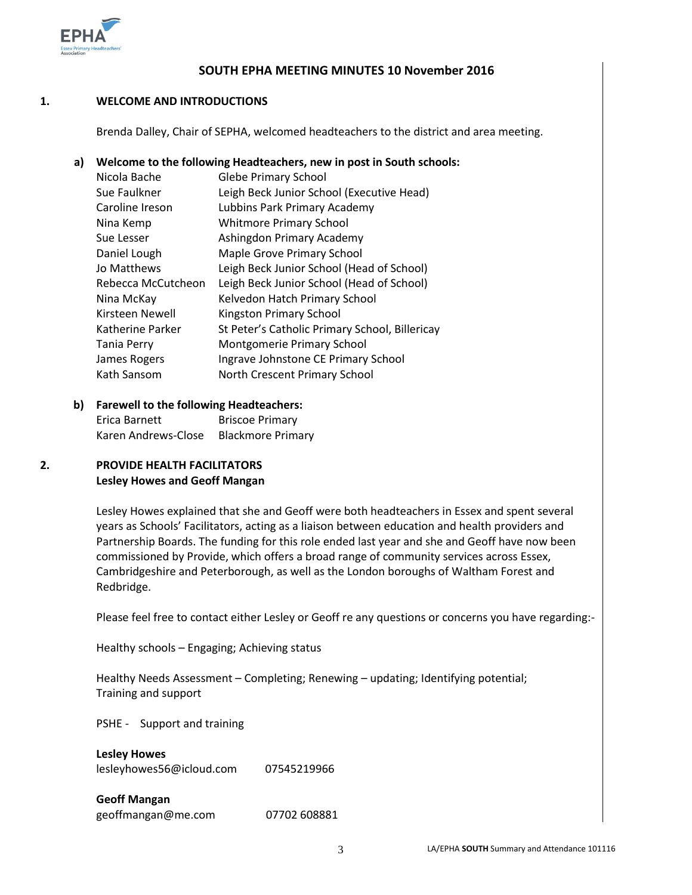# SOUTH EPHA MEETING MINUTES 10 November 2016

## 1. WELCOME AND INTRODUCTIONS

Brenda Dalley, Chair of SEPHA, welcomed headteachers to the district and area meeting.

### a) Welcome to the following Headteachers, new in post in South schools:

| | |
|---|---|
| Nicola Bache | Glebe Primary School |
| Sue Faulkner | Leigh Beck Junior School (Executive Head) |
| Caroline Ireson | Lubbins Park Primary Academy |
| Nina Kemp | Whitmore Primary School |
| Sue Lesser | Ashingdon Primary Academy |
| Daniel Lough | Maple Grove Primary School |
| Jo Matthews | Leigh Beck Junior School (Head of School) |
| Rebecca McCutcheon | Leigh Beck Junior School (Head of School) |
| Nina McKay | Kelvedon Hatch Primary School |
| Kirsteen Newell | Kingston Primary School |
| Katherine Parker | St Peter's Catholic Primary School, Billericay |
| Tania Perry | Montgomerie Primary School |
| James Rogers | Ingrave Johnstone CE Primary School |
| Kath Sansom | North Crescent Primary School |

### b) Farewell to the following Headteachers:

| | |
|---|---|
| Erica Barnett | Briscoe Primary |
| Karen Andrews-Close | Blackmore Primary |

## 2. PROVIDE HEALTH FACILITATORS
**Lesley Howes and Geoff Mangan**

Lesley Howes explained that she and Geoff were both headteachers in Essex and spent several years as Schools' Facilitators, acting as a liaison between education and health providers and Partnership Boards. The funding for this role ended last year and she and Geoff have now been commissioned by Provide, which offers a broad range of community services across Essex, Cambridgeshire and Peterborough, as well as the London boroughs of Waltham Forest and Redbridge.

Please feel free to contact either Lesley or Geoff re any questions or concerns you have regarding:-

Healthy schools – Engaging; Achieving status

Healthy Needs Assessment – Completing; Renewing – updating; Identifying potential; Training and support

PSHE - Support and training

**Lesley Howes**
lesleyhowes56@icloud.com 07545219966

**Geoff Mangan**
geoffmangan@me.com 07702 608881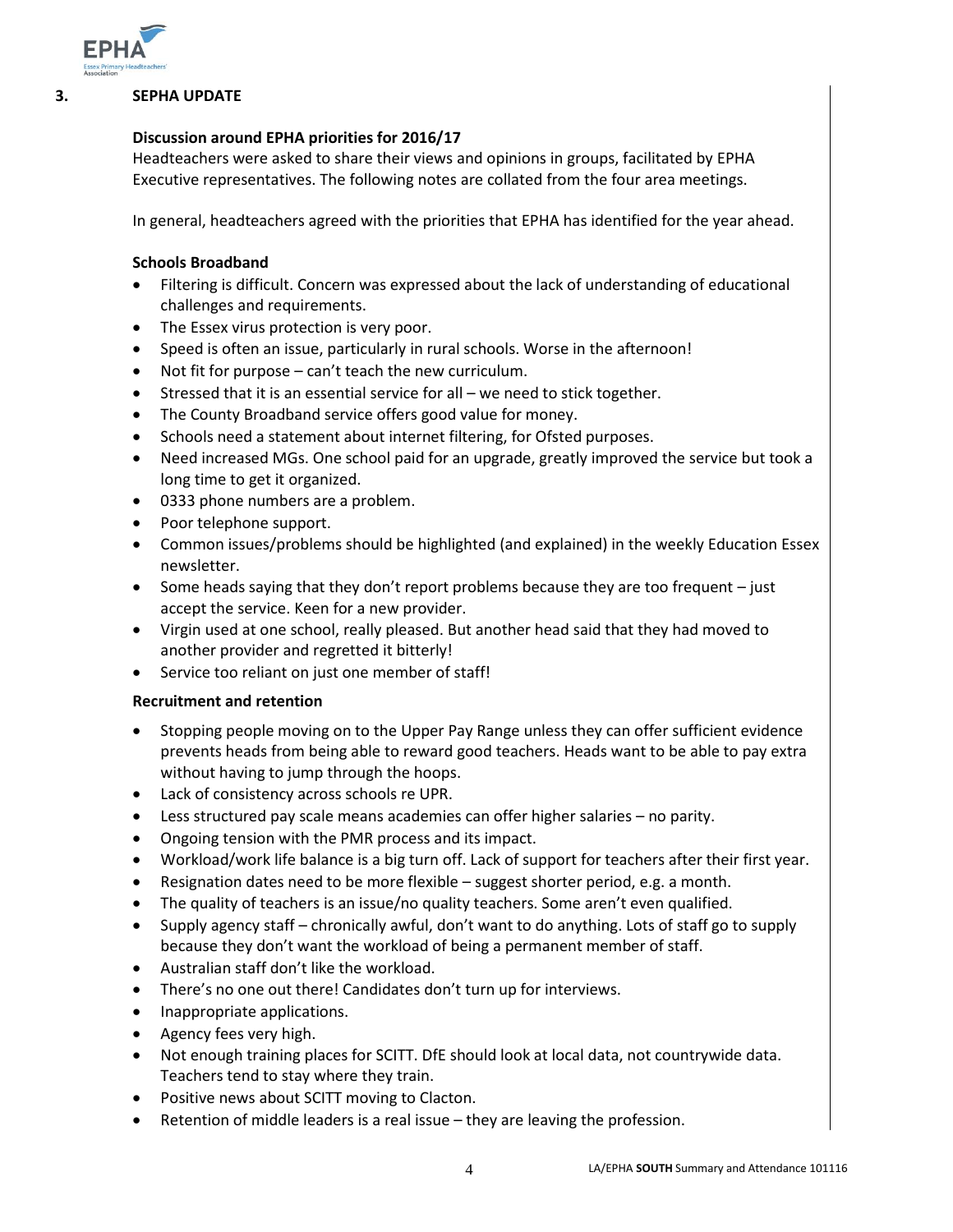## 3. SEPHA UPDATE

### Discussion around EPHA priorities for 2016/17

Headteachers were asked to share their views and opinions in groups, facilitated by EPHA Executive representatives. The following notes are collated from the four area meetings.

In general, headteachers agreed with the priorities that EPHA has identified for the year ahead.

**Schools Broadband**

- Filtering is difficult. Concern was expressed about the lack of understanding of educational challenges and requirements.
- The Essex virus protection is very poor.
- Speed is often an issue, particularly in rural schools. Worse in the afternoon!
- Not fit for purpose – can't teach the new curriculum.
- Stressed that it is an essential service for all – we need to stick together.
- The County Broadband service offers good value for money.
- Schools need a statement about internet filtering, for Ofsted purposes.
- Need increased MGs. One school paid for an upgrade, greatly improved the service but took a long time to get it organized.
- 0333 phone numbers are a problem.
- Poor telephone support.
- Common issues/problems should be highlighted (and explained) in the weekly Education Essex newsletter.
- Some heads saying that they don't report problems because they are too frequent – just accept the service. Keen for a new provider.
- Virgin used at one school, really pleased. But another head said that they had moved to another provider and regretted it bitterly!
- Service too reliant on just one member of staff!

**Recruitment and retention**

- Stopping people moving on to the Upper Pay Range unless they can offer sufficient evidence prevents heads from being able to reward good teachers. Heads want to be able to pay extra without having to jump through the hoops.
- Lack of consistency across schools re UPR.
- Less structured pay scale means academies can offer higher salaries – no parity.
- Ongoing tension with the PMR process and its impact.
- Workload/work life balance is a big turn off. Lack of support for teachers after their first year.
- Resignation dates need to be more flexible – suggest shorter period, e.g. a month.
- The quality of teachers is an issue/no quality teachers. Some aren't even qualified.
- Supply agency staff – chronically awful, don't want to do anything. Lots of staff go to supply because they don't want the workload of being a permanent member of staff.
- Australian staff don't like the workload.
- There's no one out there! Candidates don't turn up for interviews.
- Inappropriate applications.
- Agency fees very high.
- Not enough training places for SCITT. DfE should look at local data, not countrywide data. Teachers tend to stay where they train.
- Positive news about SCITT moving to Clacton.
- Retention of middle leaders is a real issue – they are leaving the profession.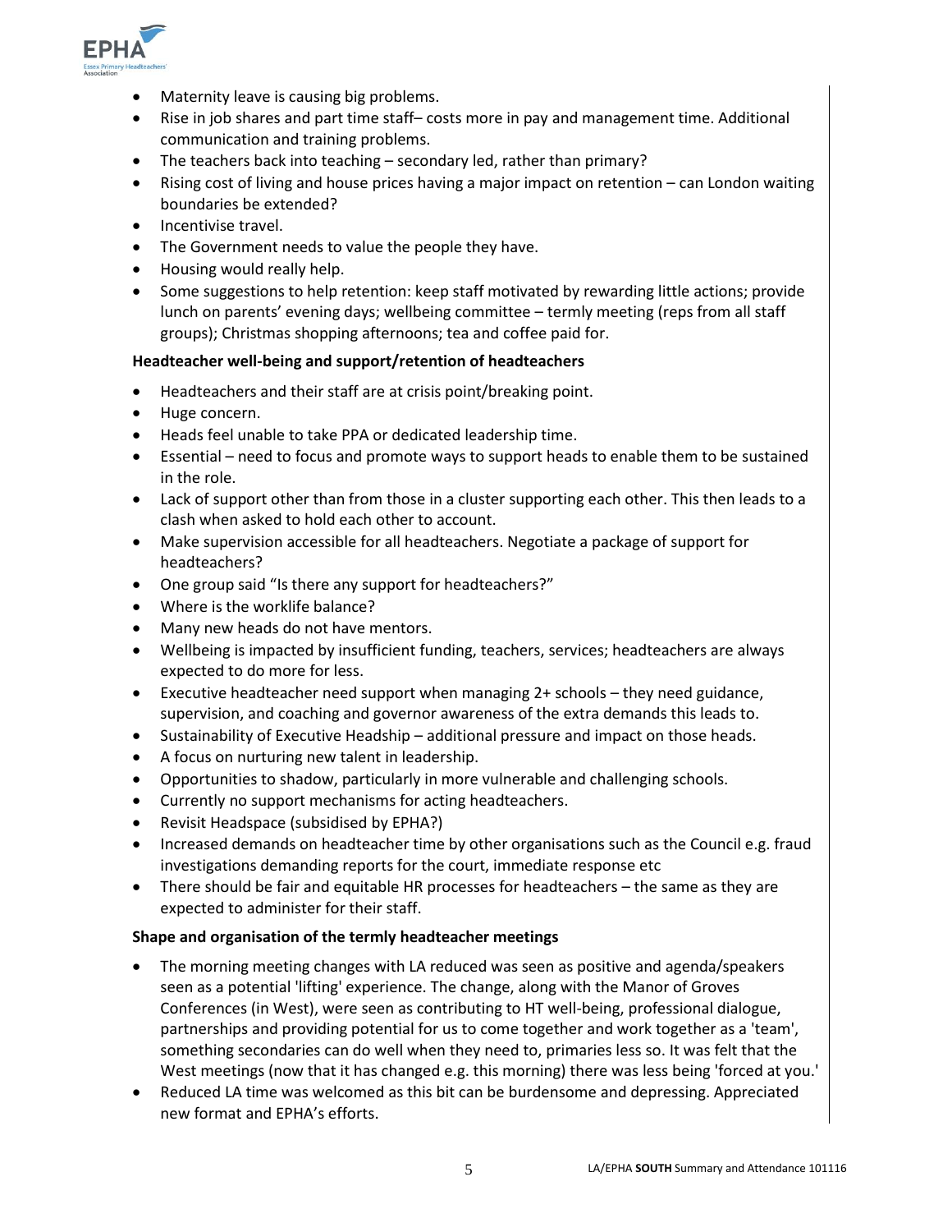- Maternity leave is causing big problems.
- Rise in job shares and part time staff– costs more in pay and management time. Additional communication and training problems.
- The teachers back into teaching – secondary led, rather than primary?
- Rising cost of living and house prices having a major impact on retention – can London waiting boundaries be extended?
- Incentivise travel.
- The Government needs to value the people they have.
- Housing would really help.
- Some suggestions to help retention: keep staff motivated by rewarding little actions; provide lunch on parents' evening days; wellbeing committee – termly meeting (reps from all staff groups); Christmas shopping afternoons; tea and coffee paid for.

**Headteacher well-being and support/retention of headteachers**

- Headteachers and their staff are at crisis point/breaking point.
- Huge concern.
- Heads feel unable to take PPA or dedicated leadership time.
- Essential – need to focus and promote ways to support heads to enable them to be sustained in the role.
- Lack of support other than from those in a cluster supporting each other. This then leads to a clash when asked to hold each other to account.
- Make supervision accessible for all headteachers. Negotiate a package of support for headteachers?
- One group said "Is there any support for headteachers?"
- Where is the worklife balance?
- Many new heads do not have mentors.
- Wellbeing is impacted by insufficient funding, teachers, services; headteachers are always expected to do more for less.
- Executive headteacher need support when managing 2+ schools – they need guidance, supervision, and coaching and governor awareness of the extra demands this leads to.
- Sustainability of Executive Headship – additional pressure and impact on those heads.
- A focus on nurturing new talent in leadership.
- Opportunities to shadow, particularly in more vulnerable and challenging schools.
- Currently no support mechanisms for acting headteachers.
- Revisit Headspace (subsidised by EPHA?)
- Increased demands on headteacher time by other organisations such as the Council e.g. fraud investigations demanding reports for the court, immediate response etc
- There should be fair and equitable HR processes for headteachers – the same as they are expected to administer for their staff.

**Shape and organisation of the termly headteacher meetings**

- The morning meeting changes with LA reduced was seen as positive and agenda/speakers seen as a potential 'lifting' experience. The change, along with the Manor of Groves Conferences (in West), were seen as contributing to HT well-being, professional dialogue, partnerships and providing potential for us to come together and work together as a 'team', something secondaries can do well when they need to, primaries less so. It was felt that the West meetings (now that it has changed e.g. this morning) there was less being 'forced at you.'
- Reduced LA time was welcomed as this bit can be burdensome and depressing. Appreciated new format and EPHA's efforts.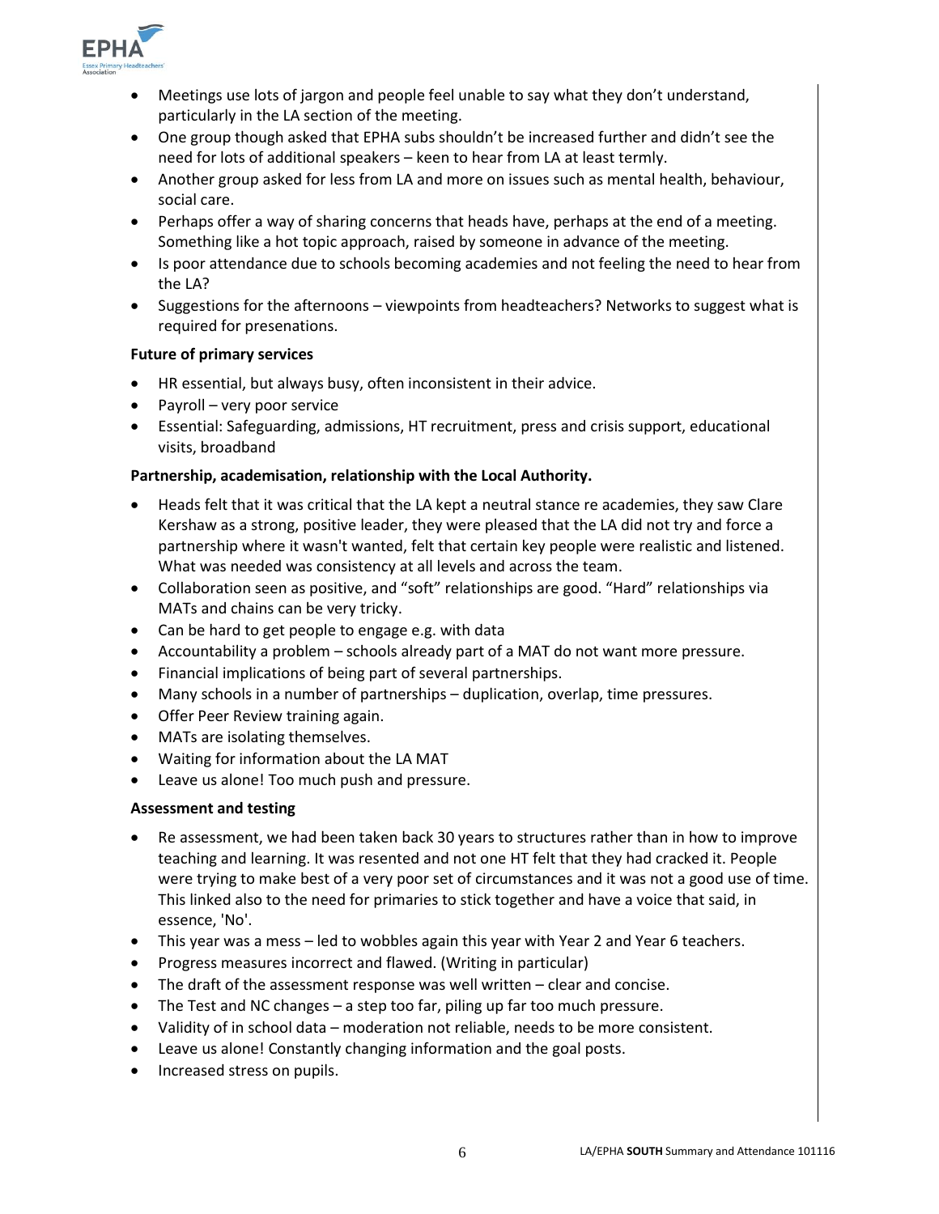- Meetings use lots of jargon and people feel unable to say what they don't understand, particularly in the LA section of the meeting.
- One group though asked that EPHA subs shouldn't be increased further and didn't see the need for lots of additional speakers – keen to hear from LA at least termly.
- Another group asked for less from LA and more on issues such as mental health, behaviour, social care.
- Perhaps offer a way of sharing concerns that heads have, perhaps at the end of a meeting. Something like a hot topic approach, raised by someone in advance of the meeting.
- Is poor attendance due to schools becoming academies and not feeling the need to hear from the LA?
- Suggestions for the afternoons – viewpoints from headteachers? Networks to suggest what is required for presenations.

**Future of primary services**

- HR essential, but always busy, often inconsistent in their advice.
- Payroll – very poor service
- Essential: Safeguarding, admissions, HT recruitment, press and crisis support, educational visits, broadband

**Partnership, academisation, relationship with the Local Authority.**

- Heads felt that it was critical that the LA kept a neutral stance re academies, they saw Clare Kershaw as a strong, positive leader, they were pleased that the LA did not try and force a partnership where it wasn't wanted, felt that certain key people were realistic and listened. What was needed was consistency at all levels and across the team.
- Collaboration seen as positive, and "soft" relationships are good. "Hard" relationships via MATs and chains can be very tricky.
- Can be hard to get people to engage e.g. with data
- Accountability a problem – schools already part of a MAT do not want more pressure.
- Financial implications of being part of several partnerships.
- Many schools in a number of partnerships – duplication, overlap, time pressures.
- Offer Peer Review training again.
- MATs are isolating themselves.
- Waiting for information about the LA MAT
- Leave us alone! Too much push and pressure.

**Assessment and testing**

- Re assessment, we had been taken back 30 years to structures rather than in how to improve teaching and learning. It was resented and not one HT felt that they had cracked it. People were trying to make best of a very poor set of circumstances and it was not a good use of time. This linked also to the need for primaries to stick together and have a voice that said, in essence, 'No'.
- This year was a mess – led to wobbles again this year with Year 2 and Year 6 teachers.
- Progress measures incorrect and flawed. (Writing in particular)
- The draft of the assessment response was well written – clear and concise.
- The Test and NC changes – a step too far, piling up far too much pressure.
- Validity of in school data – moderation not reliable, needs to be more consistent.
- Leave us alone! Constantly changing information and the goal posts.
- Increased stress on pupils.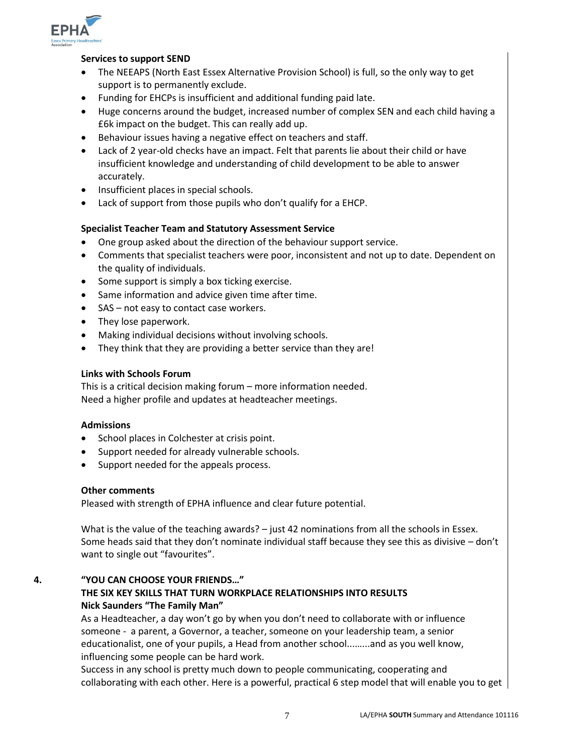**Services to support SEND**

- The NEEAPS (North East Essex Alternative Provision School) is full, so the only way to get support is to permanently exclude.
- Funding for EHCPs is insufficient and additional funding paid late.
- Huge concerns around the budget, increased number of complex SEN and each child having a £6k impact on the budget. This can really add up.
- Behaviour issues having a negative effect on teachers and staff.
- Lack of 2 year-old checks have an impact. Felt that parents lie about their child or have insufficient knowledge and understanding of child development to be able to answer accurately.
- Insufficient places in special schools.
- Lack of support from those pupils who don't qualify for a EHCP.

**Specialist Teacher Team and Statutory Assessment Service**

- One group asked about the direction of the behaviour support service.
- Comments that specialist teachers were poor, inconsistent and not up to date. Dependent on the quality of individuals.
- Some support is simply a box ticking exercise.
- Same information and advice given time after time.
- SAS – not easy to contact case workers.
- They lose paperwork.
- Making individual decisions without involving schools.
- They think that they are providing a better service than they are!

**Links with Schools Forum**

This is a critical decision making forum – more information needed.
Need a higher profile and updates at headteacher meetings.

**Admissions**

- School places in Colchester at crisis point.
- Support needed for already vulnerable schools.
- Support needed for the appeals process.

**Other comments**

Pleased with strength of EPHA influence and clear future potential.

What is the value of the teaching awards? – just 42 nominations from all the schools in Essex. Some heads said that they don't nominate individual staff because they see this as divisive – don't want to single out "favourites".

**4. "YOU CAN CHOOSE YOUR FRIENDS…"**
**THE SIX KEY SKILLS THAT TURN WORKPLACE RELATIONSHIPS INTO RESULTS**
**Nick Saunders "The Family Man"**

As a Headteacher, a day won't go by when you don't need to collaborate with or influence someone - a parent, a Governor, a teacher, someone on your leadership team, a senior educationalist, one of your pupils, a Head from another school.........and as you well know, influencing some people can be hard work.
Success in any school is pretty much down to people communicating, cooperating and collaborating with each other. Here is a powerful, practical 6 step model that will enable you to get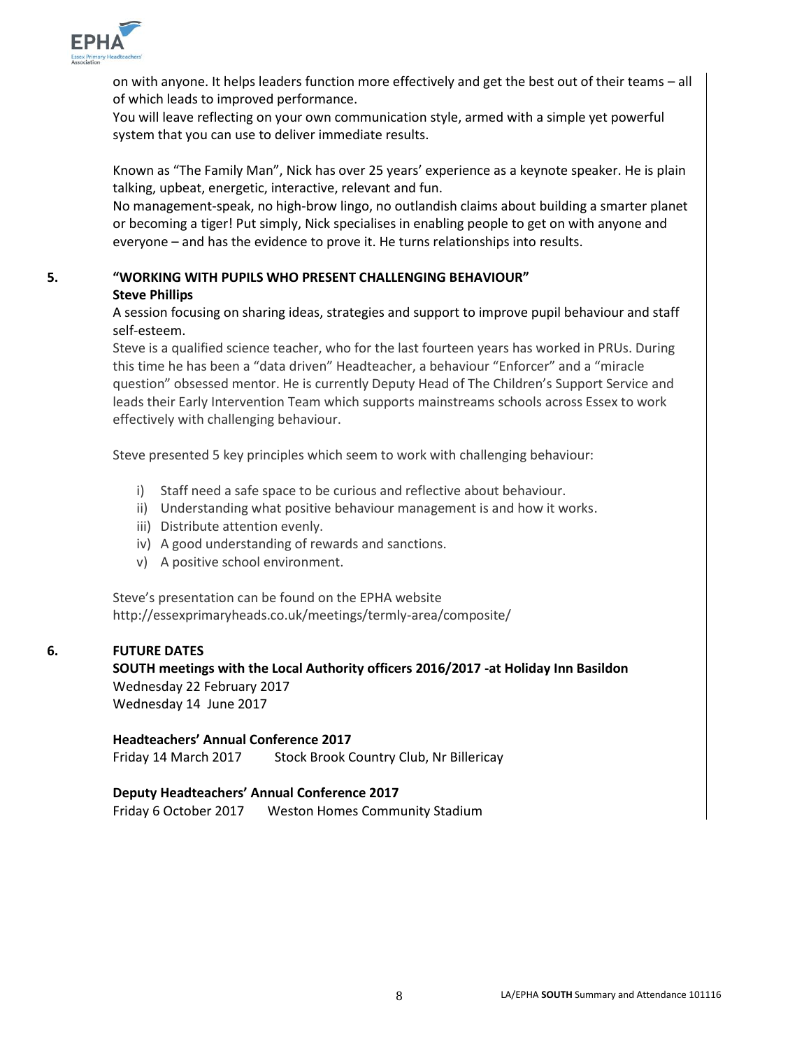on with anyone. It helps leaders function more effectively and get the best out of their teams – all of which leads to improved performance.
You will leave reflecting on your own communication style, armed with a simple yet powerful system that you can use to deliver immediate results.

Known as "The Family Man", Nick has over 25 years' experience as a keynote speaker. He is plain talking, upbeat, energetic, interactive, relevant and fun.
No management-speak, no high-brow lingo, no outlandish claims about building a smarter planet or becoming a tiger! Put simply, Nick specialises in enabling people to get on with anyone and everyone – and has the evidence to prove it. He turns relationships into results.

**5. "WORKING WITH PUPILS WHO PRESENT CHALLENGING BEHAVIOUR"**
**Steve Phillips**

A session focusing on sharing ideas, strategies and support to improve pupil behaviour and staff self-esteem.
Steve is a qualified science teacher, who for the last fourteen years has worked in PRUs. During this time he has been a "data driven" Headteacher, a behaviour "Enforcer" and a "miracle question" obsessed mentor. He is currently Deputy Head of The Children's Support Service and leads their Early Intervention Team which supports mainstreams schools across Essex to work effectively with challenging behaviour.

Steve presented 5 key principles which seem to work with challenging behaviour:

i) Staff need a safe space to be curious and reflective about behaviour.
ii) Understanding what positive behaviour management is and how it works.
iii) Distribute attention evenly.
iv) A good understanding of rewards and sanctions.
v) A positive school environment.

Steve's presentation can be found on the EPHA website
http://essexprimaryheads.co.uk/meetings/termly-area/composite/

**6. FUTURE DATES**

**SOUTH meetings with the Local Authority officers 2016/2017 -at Holiday Inn Basildon**
Wednesday 22 February 2017
Wednesday 14 June 2017

**Headteachers' Annual Conference 2017**
Friday 14 March 2017 Stock Brook Country Club, Nr Billericay

**Deputy Headteachers' Annual Conference 2017**
Friday 6 October 2017 Weston Homes Community Stadium